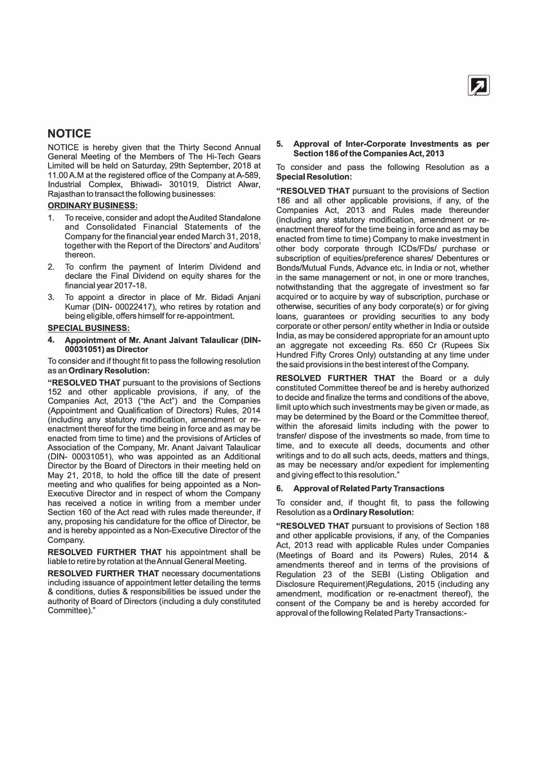# NOTICE

NOTICE is hereby given that the Thirty Second Annual General Meeting of the Members of The Hi-Tech Gears Limited will be held on Saturday, 29th September, 2018 at 11.00 A.M at the registered office of the Company at A-589, Industrial Complex, Bhiwadi- 301019, District Alwar, Rajasthan to transact the following businesses:

**ORDINARY BUSINESS:**

1. To receive, consider and adopt the Audited Standalone and Consolidated Financial Statements of the Company for the financial year ended March 31, 2018, together with the Report of the Directors' and Auditors' thereon.
2. To confirm the payment of Interim Dividend and declare the Final Dividend on equity shares for the financial year 2017-18.
3. To appoint a director in place of Mr. Bidadi Anjani Kumar (DIN- 00022417), who retires by rotation and being eligible, offers himself for re-appointment.

**SPECIAL BUSINESS:**

**4. Appointment of Mr. Anant Jaivant Talaulicar (DIN- 00031051) as Director**

To consider and if thought fit to pass the following resolution as an **Ordinary Resolution:**

**"RESOLVED THAT** pursuant to the provisions of Sections 152 and other applicable provisions, if any, of the Companies Act, 2013 ("the Act") and the Companies (Appointment and Qualification of Directors) Rules, 2014 (including any statutory modification, amendment or re-enactment thereof for the time being in force and as may be enacted from time to time) and the provisions of Articles of Association of the Company, Mr. Anant Jaivant Talaulicar (DIN- 00031051), who was appointed as an Additional Director by the Board of Directors in their meeting held on May 21, 2018, to hold the office till the date of present meeting and who qualifies for being appointed as a Non-Executive Director and in respect of whom the Company has received a notice in writing from a member under Section 160 of the Act read with rules made thereunder, if any, proposing his candidature for the office of Director, be and is hereby appointed as a Non-Executive Director of the Company.

**RESOLVED FURTHER THAT** his appointment shall be liable to retire by rotation at the Annual General Meeting.

**RESOLVED FURTHER THAT** necessary documentations including issuance of appointment letter detailing the terms & conditions, duties & responsibilities be issued under the authority of Board of Directors (including a duly constituted Committee)."

**5. Approval of Inter-Corporate Investments as per Section 186 of the Companies Act, 2013**

To consider and pass the following Resolution as a **Special Resolution:**

**"RESOLVED THAT** pursuant to the provisions of Section 186 and all other applicable provisions, if any, of the Companies Act, 2013 and Rules made thereunder (including any statutory modification, amendment or re-enactment thereof for the time being in force and as may be enacted from time to time) Company to make investment in other body corporate through ICDs/FDs/ purchase or subscription of equities/preference shares/ Debentures or Bonds/Mutual Funds, Advance etc. in India or not, whether in the same management or not, in one or more tranches, notwithstanding that the aggregate of investment so far acquired or to acquire by way of subscription, purchase or otherwise, securities of any body corporate(s) or for giving loans, guarantees or providing securities to any body corporate or other person/ entity whether in India or outside India, as may be considered appropriate for an amount upto an aggregate not exceeding Rs. 650 Cr (Rupees Six Hundred Fifty Crores Only) outstanding at any time under the said provisions in the best interest of the Company.

**RESOLVED FURTHER THAT** the Board or a duly constituted Committee thereof be and is hereby authorized to decide and finalize the terms and conditions of the above, limit upto which such investments may be given or made, as may be determined by the Board or the Committee thereof, within the aforesaid limits including with the power to transfer/ dispose of the investments so made, from time to time, and to execute all deeds, documents and other writings and to do all such acts, deeds, matters and things, as may be necessary and/or expedient for implementing and giving effect to this resolution."

**6. Approval of Related Party Transactions**

To consider and, if thought fit, to pass the following Resolution as a **Ordinary Resolution:**

**"RESOLVED THAT** pursuant to provisions of Section 188 and other applicable provisions, if any, of the Companies Act, 2013 read with applicable Rules under Companies (Meetings of Board and its Powers) Rules, 2014 & amendments thereof and in terms of the provisions of Regulation 23 of the SEBI (Listing Obligation and Disclosure Requirement)Regulations, 2015 (including any amendment, modification or re-enactment thereof), the consent of the Company be and is hereby accorded for approval of the following Related Party Transactions:-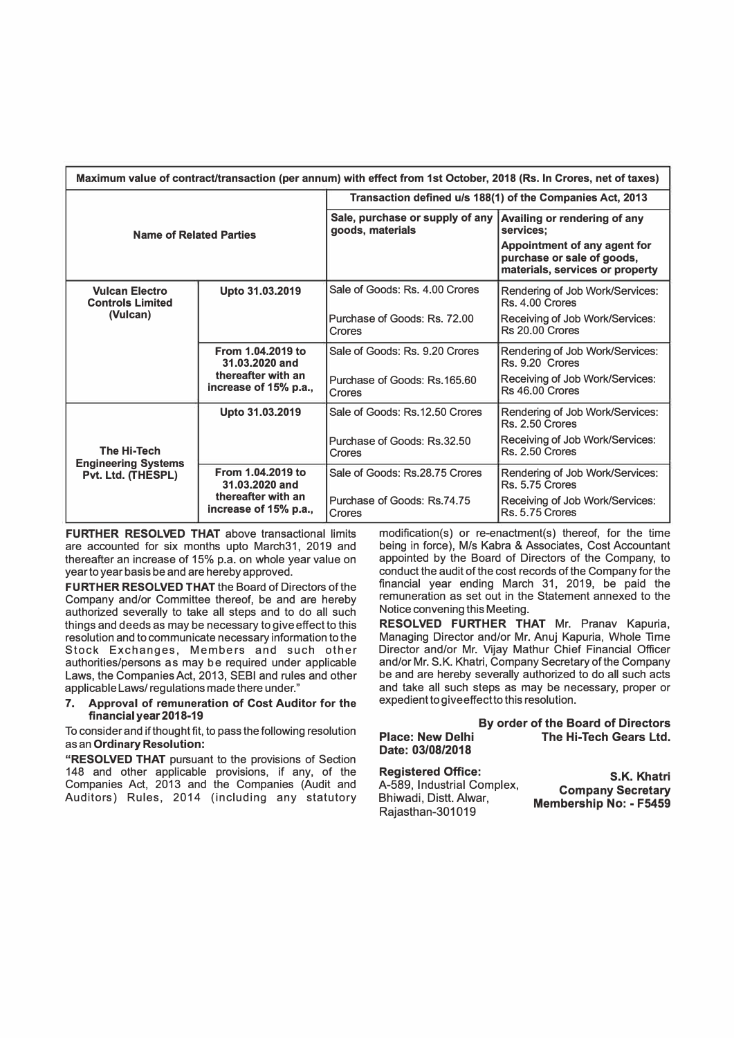| Maximum value of contract/transaction (per annum) with effect from 1st October, 2018 (Rs. In Crores, net of taxes) | | | |
|---|---|---|---|
| **Name of Related Parties** | | **Transaction defined u/s 188(1) of the Companies Act, 2013** | |
| | | **Sale, purchase or supply of any goods, materials** | **Availing or rendering of any services; Appointment of any agent for purchase or sale of goods, materials, services or property** |
| **Vulcan Electro Controls Limited (Vulcan)** | **Upto 31.03.2019** | Sale of Goods: Rs. 4.00 Crores | Rendering of Job Work/Services: Rs. 4.00 Crores |
| | | Purchase of Goods: Rs. 72.00 Crores | Receiving of Job Work/Services: Rs 20.00 Crores |
| | **From 1.04.2019 to 31.03.2020 and thereafter with an increase of 15% p.a.,** | Sale of Goods: Rs. 9.20 Crores | Rendering of Job Work/Services: Rs. 9.20 Crores |
| | | Purchase of Goods: Rs.165.60 Crores | Receiving of Job Work/Services: Rs 46.00 Crores |
| **The Hi-Tech Engineering Systems Pvt. Ltd. (THESPL)** | **Upto 31.03.2019** | Sale of Goods: Rs.12.50 Crores | Rendering of Job Work/Services: Rs. 2.50 Crores |
| | | Purchase of Goods: Rs.32.50 Crores | Receiving of Job Work/Services: Rs. 2.50 Crores |
| | **From 1.04.2019 to 31.03.2020 and thereafter with an increase of 15% p.a.,** | Sale of Goods: Rs.28.75 Crores | Rendering of Job Work/Services: Rs. 5.75 Crores |
| | | Purchase of Goods: Rs.74.75 Crores | Receiving of Job Work/Services: Rs. 5.75 Crores |

**FURTHER RESOLVED THAT** above transactional limits are accounted for six months upto March31, 2019 and thereafter an increase of 15% p.a. on whole year value on year to year basis be and are hereby approved.

**FURTHER RESOLVED THAT** the Board of Directors of the Company and/or Committee thereof, be and are hereby authorized severally to take all steps and to do all such things and deeds as may be necessary to give effect to this resolution and to communicate necessary information to the Stock Exchanges, Members and such other authorities/persons as may be required under applicable Laws, the Companies Act, 2013, SEBI and rules and other applicable Laws/ regulations made there under."

**7. Approval of remuneration of Cost Auditor for the financial year 2018-19**

To consider and if thought fit, to pass the following resolution as an **Ordinary Resolution:**

**"RESOLVED THAT** pursuant to the provisions of Section 148 and other applicable provisions, if any, of the Companies Act, 2013 and the Companies (Audit and Auditors) Rules, 2014 (including any statutory modification(s) or re-enactment(s) thereof, for the time being in force), M/s Kabra & Associates, Cost Accountant appointed by the Board of Directors of the Company, to conduct the audit of the cost records of the Company for the financial year ending March 31, 2019, be paid the remuneration as set out in the Statement annexed to the Notice convening this Meeting.

**RESOLVED FURTHER THAT** Mr. Pranav Kapuria, Managing Director and/or Mr. Anuj Kapuria, Whole Time Director and/or Mr. Vijay Mathur Chief Financial Officer and/or Mr. S.K. Khatri, Company Secretary of the Company be and are hereby severally authorized to do all such acts and take all such steps as may be necessary, proper or expedient to give effect to this resolution.

**By order of the Board of Directors**
**The Hi-Tech Gears Ltd.**

**Place: New Delhi**
**Date: 03/08/2018**

**Registered Office:**
A-589, Industrial Complex,
Bhiwadi, Distt. Alwar,
Rajasthan-301019

**S.K. Khatri**
**Company Secretary**
**Membership No: - F5459**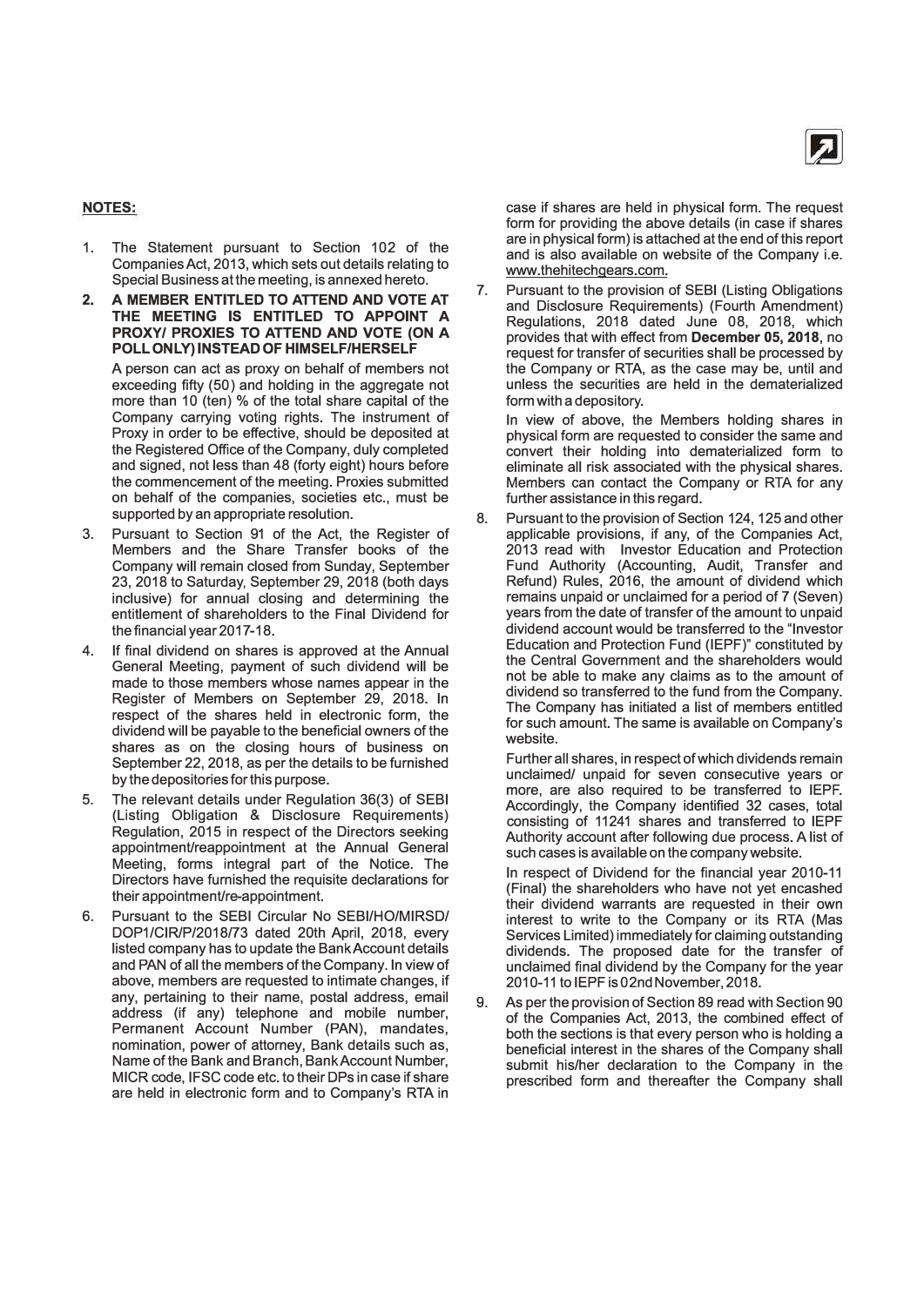## NOTES:

1. The Statement pursuant to Section 102 of the Companies Act, 2013, which sets out details relating to Special Business at the meeting, is annexed hereto.

2. **A MEMBER ENTITLED TO ATTEND AND VOTE AT THE MEETING IS ENTITLED TO APPOINT A PROXY/ PROXIES TO ATTEND AND VOTE (ON A POLL ONLY) INSTEAD OF HIMSELF/HERSELF**

   A person can act as proxy on behalf of members not exceeding fifty (50) and holding in the aggregate not more than 10 (ten) % of the total share capital of the Company carrying voting rights. The instrument of Proxy in order to be effective, should be deposited at the Registered Office of the Company, duly completed and signed, not less than 48 (forty eight) hours before the commencement of the meeting. Proxies submitted on behalf of the companies, societies etc., must be supported by an appropriate resolution.

3. Pursuant to Section 91 of the Act, the Register of Members and the Share Transfer books of the Company will remain closed from Sunday, September 23, 2018 to Saturday, September 29, 2018 (both days inclusive) for annual closing and determining the entitlement of shareholders to the Final Dividend for the financial year 2017-18.

4. If final dividend on shares is approved at the Annual General Meeting, payment of such dividend will be made to those members whose names appear in the Register of Members on September 29, 2018. In respect of the shares held in electronic form, the dividend will be payable to the beneficial owners of the shares as on the closing hours of business on September 22, 2018, as per the details to be furnished by the depositories for this purpose.

5. The relevant details under Regulation 36(3) of SEBI (Listing Obligation & Disclosure Requirements) Regulation, 2015 in respect of the Directors seeking appointment/reappointment at the Annual General Meeting, forms integral part of the Notice. The Directors have furnished the requisite declarations for their appointment/re-appointment.

6. Pursuant to the SEBI Circular No SEBI/HO/MIRSD/DOP1/CIR/P/2018/73 dated 20th April, 2018, every listed company has to update the Bank Account details and PAN of all the members of the Company. In view of above, members are requested to intimate changes, if any, pertaining to their name, postal address, email address (if any) telephone and mobile number, Permanent Account Number (PAN), mandates, nomination, power of attorney, Bank details such as, Name of the Bank and Branch, Bank Account Number, MICR code, IFSC code etc. to their DPs in case if share are held in electronic form and to Company's RTA in case if shares are held in physical form. The request form for providing the above details (in case if shares are in physical form) is attached at the end of this report and is also available on website of the Company i.e. www.thehitechgears.com.

7. Pursuant to the provision of SEBI (Listing Obligations and Disclosure Requirements) (Fourth Amendment) Regulations, 2018 dated June 08, 2018, which provides that with effect from **December 05, 2018**, no request for transfer of securities shall be processed by the Company or RTA, as the case may be, until and unless the securities are held in the dematerialized form with a depository.

   In view of above, the Members holding shares in physical form are requested to consider the same and convert their holding into dematerialized form to eliminate all risk associated with the physical shares. Members can contact the Company or RTA for any further assistance in this regard.

8. Pursuant to the provision of Section 124, 125 and other applicable provisions, if any, of the Companies Act, 2013 read with Investor Education and Protection Fund Authority (Accounting, Audit, Transfer and Refund) Rules, 2016, the amount of dividend which remains unpaid or unclaimed for a period of 7 (Seven) years from the date of transfer of the amount to unpaid dividend account would be transferred to the "Investor Education and Protection Fund (IEPF)" constituted by the Central Government and the shareholders would not be able to make any claims as to the amount of dividend so transferred to the fund from the Company. The Company has initiated a list of members entitled for such amount. The same is available on Company's website.

   Further all shares, in respect of which dividends remain unclaimed/ unpaid for seven consecutive years or more, are also required to be transferred to IEPF. Accordingly, the Company identified 32 cases, total consisting of 11241 shares and transferred to IEPF Authority account after following due process. A list of such cases is available on the company website.

   In respect of Dividend for the financial year 2010-11 (Final) the shareholders who have not yet encashed their dividend warrants are requested in their own interest to write to the Company or its RTA (Mas Services Limited) immediately for claiming outstanding dividends. The proposed date for the transfer of unclaimed final dividend by the Company for the year 2010-11 to IEPF is 02nd November, 2018.

9. As per the provision of Section 89 read with Section 90 of the Companies Act, 2013, the combined effect of both the sections is that every person who is holding a beneficial interest in the shares of the Company shall submit his/her declaration to the Company in the prescribed form and thereafter the Company shall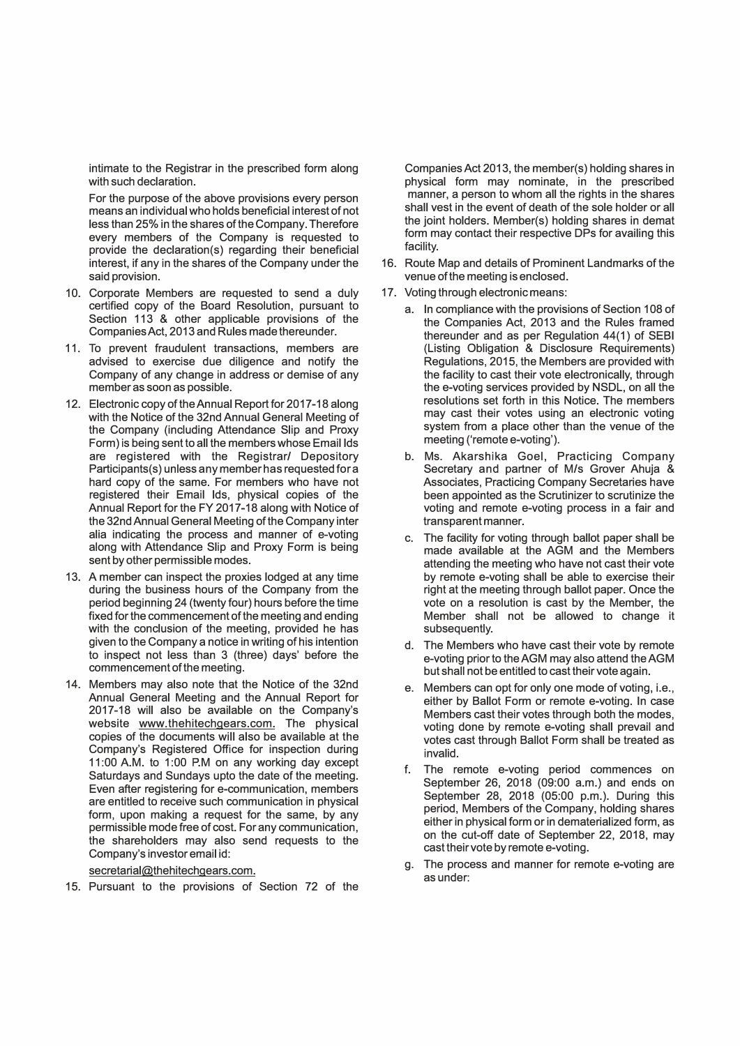intimate to the Registrar in the prescribed form along with such declaration.

For the purpose of the above provisions every person means an individual who holds beneficial interest of not less than 25% in the shares of the Company. Therefore every members of the Company is requested to provide the declaration(s) regarding their beneficial interest, if any in the shares of the Company under the said provision.

10. Corporate Members are requested to send a duly certified copy of the Board Resolution, pursuant to Section 113 & other applicable provisions of the Companies Act, 2013 and Rules made thereunder.

11. To prevent fraudulent transactions, members are advised to exercise due diligence and notify the Company of any change in address or demise of any member as soon as possible.

12. Electronic copy of the Annual Report for 2017-18 along with the Notice of the 32nd Annual General Meeting of the Company (including Attendance Slip and Proxy Form) is being sent to all the members whose Email Ids are registered with the Registrar/ Depository Participants(s) unless any member has requested for a hard copy of the same. For members who have not registered their Email Ids, physical copies of the Annual Report for the FY 2017-18 along with Notice of the 32nd Annual General Meeting of the Company inter alia indicating the process and manner of e-voting along with Attendance Slip and Proxy Form is being sent by other permissible modes.

13. A member can inspect the proxies lodged at any time during the business hours of the Company from the period beginning 24 (twenty four) hours before the time fixed for the commencement of the meeting and ending with the conclusion of the meeting, provided he has given to the Company a notice in writing of his intention to inspect not less than 3 (three) days' before the commencement of the meeting.

14. Members may also note that the Notice of the 32nd Annual General Meeting and the Annual Report for 2017-18 will also be available on the Company's website www.thehitechgears.com. The physical copies of the documents will also be available at the Company's Registered Office for inspection during 11:00 A.M. to 1:00 P.M on any working day except Saturdays and Sundays upto the date of the meeting. Even after registering for e-communication, members are entitled to receive such communication in physical form, upon making a request for the same, by any permissible mode free of cost. For any communication, the shareholders may also send requests to the Company's investor email id:

    secretarial@thehitechgears.com.

15. Pursuant to the provisions of Section 72 of the Companies Act 2013, the member(s) holding shares in physical form may nominate, in the prescribed manner, a person to whom all the rights in the shares shall vest in the event of death of the sole holder or all the joint holders. Member(s) holding shares in demat form may contact their respective DPs for availing this facility.

16. Route Map and details of Prominent Landmarks of the venue of the meeting is enclosed.

17. Voting through electronic means:

    a. In compliance with the provisions of Section 108 of the Companies Act, 2013 and the Rules framed thereunder and as per Regulation 44(1) of SEBI (Listing Obligation & Disclosure Requirements) Regulations, 2015, the Members are provided with the facility to cast their vote electronically, through the e-voting services provided by NSDL, on all the resolutions set forth in this Notice. The members may cast their votes using an electronic voting system from a place other than the venue of the meeting ('remote e-voting').

    b. Ms. Akarshika Goel, Practicing Company Secretary and partner of M/s Grover Ahuja & Associates, Practicing Company Secretaries have been appointed as the Scrutinizer to scrutinize the voting and remote e-voting process in a fair and transparent manner.

    c. The facility for voting through ballot paper shall be made available at the AGM and the Members attending the meeting who have not cast their vote by remote e-voting shall be able to exercise their right at the meeting through ballot paper. Once the vote on a resolution is cast by the Member, the Member shall not be allowed to change it subsequently.

    d. The Members who have cast their vote by remote e-voting prior to the AGM may also attend the AGM but shall not be entitled to cast their vote again.

    e. Members can opt for only one mode of voting, i.e., either by Ballot Form or remote e-voting. In case Members cast their votes through both the modes, voting done by remote e-voting shall prevail and votes cast through Ballot Form shall be treated as invalid.

    f. The remote e-voting period commences on September 26, 2018 (09:00 a.m.) and ends on September 28, 2018 (05:00 p.m.). During this period, Members of the Company, holding shares either in physical form or in dematerialized form, as on the cut-off date of September 22, 2018, may cast their vote by remote e-voting.

    g. The process and manner for remote e-voting are as under: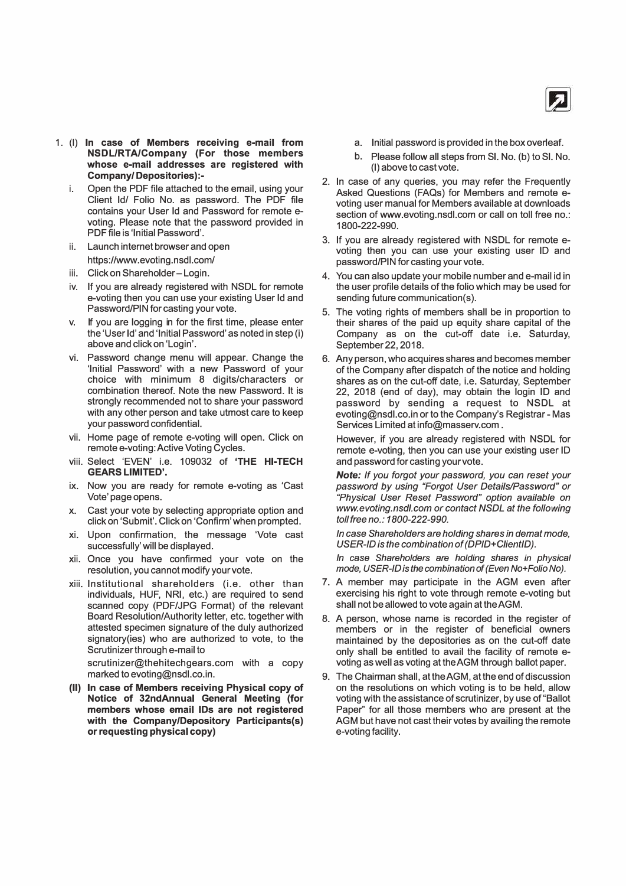1. (I) **In case of Members receiving e-mail from NSDL/RTA/Company (For those members whose e-mail addresses are registered with Company/ Depositories):-**

   i. Open the PDF file attached to the email, using your Client Id/ Folio No. as password. The PDF file contains your User Id and Password for remote e-voting. Please note that the password provided in PDF file is 'Initial Password'.

   ii. Launch internet browser and open https://www.evoting.nsdl.com/

   iii. Click on Shareholder – Login.

   iv. If you are already registered with NSDL for remote e-voting then you can use your existing User Id and Password/PIN for casting your vote.

   v. If you are logging in for the first time, please enter the 'User Id' and 'Initial Password' as noted in step (i) above and click on 'Login'.

   vi. Password change menu will appear. Change the 'Initial Password' with a new Password of your choice with minimum 8 digits/characters or combination thereof. Note the new Password. It is strongly recommended not to share your password with any other person and take utmost care to keep your password confidential.

   vii. Home page of remote e-voting will open. Click on remote e-voting: Active Voting Cycles.

   viii. Select 'EVEN' i.e. 109032 of **'THE HI-TECH GEARS LIMITED'.**

   ix. Now you are ready for remote e-voting as 'Cast Vote' page opens.

   x. Cast your vote by selecting appropriate option and click on 'Submit'. Click on 'Confirm' when prompted.

   xi. Upon confirmation, the message 'Vote cast successfully' will be displayed.

   xii. Once you have confirmed your vote on the resolution, you cannot modify your vote.

   xiii. Institutional shareholders (i.e. other than individuals, HUF, NRI, etc.) are required to send scanned copy (PDF/JPG Format) of the relevant Board Resolution/Authority letter, etc. together with attested specimen signature of the duly authorized signatory(ies) who are authorized to vote, to the Scrutinizer through e-mail to scrutinizer@thehitechgears.com with a copy marked to evoting@nsdl.co.in.

   (II) **In case of Members receiving Physical copy of Notice of 32ndAnnual General Meeting (for members whose email IDs are not registered with the Company/Depository Participants(s) or requesting physical copy)**

   a. Initial password is provided in the box overleaf.

   b. Please follow all steps from Sl. No. (b) to Sl. No. (I) above to cast vote.

2. In case of any queries, you may refer the Frequently Asked Questions (FAQs) for Members and remote e-voting user manual for Members available at downloads section of www.evoting.nsdl.com or call on toll free no.: 1800-222-990.

3. If you are already registered with NSDL for remote e-voting then you can use your existing user ID and password/PIN for casting your vote.

4. You can also update your mobile number and e-mail id in the user profile details of the folio which may be used for sending future communication(s).

5. The voting rights of members shall be in proportion to their shares of the paid up equity share capital of the Company as on the cut-off date i.e. Saturday, September 22, 2018.

6. Any person, who acquires shares and becomes member of the Company after dispatch of the notice and holding shares as on the cut-off date, i.e. Saturday, September 22, 2018 (end of day), may obtain the login ID and password by sending a request to NSDL at evoting@nsdl.co.in or to the Company's Registrar - Mas Services Limited at info@masserv.com .

   However, if you are already registered with NSDL for remote e-voting, then you can use your existing user ID and password for casting your vote.

   ***Note:*** *If you forgot your password, you can reset your password by using "Forgot User Details/Password" or "Physical User Reset Password" option available on www.evoting.nsdl.com or contact NSDL at the following toll free no.: 1800-222-990.*

   *In case Shareholders are holding shares in demat mode, USER-ID is the combination of (DPID+ClientID).*

   *In case Shareholders are holding shares in physical mode, USER-ID is the combination of (Even No+Folio No).*

7. A member may participate in the AGM even after exercising his right to vote through remote e-voting but shall not be allowed to vote again at the AGM.

8. A person, whose name is recorded in the register of members or in the register of beneficial owners maintained by the depositories as on the cut-off date only shall be entitled to avail the facility of remote e-voting as well as voting at the AGM through ballot paper.

9. The Chairman shall, at the AGM, at the end of discussion on the resolutions on which voting is to be held, allow voting with the assistance of scrutinizer, by use of "Ballot Paper" for all those members who are present at the AGM but have not cast their votes by availing the remote e-voting facility.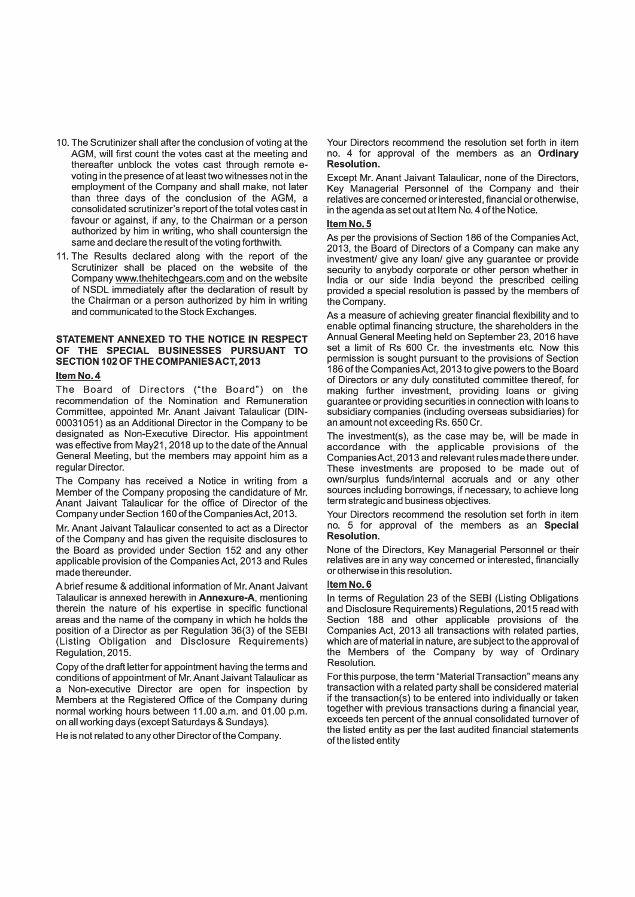10. The Scrutinizer shall after the conclusion of voting at the AGM, will first count the votes cast at the meeting and thereafter unblock the votes cast through remote e-voting in the presence of at least two witnesses not in the employment of the Company and shall make, not later than three days of the conclusion of the AGM, a consolidated scrutinizer's report of the total votes cast in favour or against, if any, to the Chairman or a person authorized by him in writing, who shall countersign the same and declare the result of the voting forthwith.

11. The Results declared along with the report of the Scrutinizer shall be placed on the website of the Company www.thehitechgears.com and on the website of NSDL immediately after the declaration of result by the Chairman or a person authorized by him in writing and communicated to the Stock Exchanges.

## STATEMENT ANNEXED TO THE NOTICE IN RESPECT OF THE SPECIAL BUSINESSES PURSUANT TO SECTION 102 OF THE COMPANIES ACT, 2013

### Item No. 4

The Board of Directors ("the Board") on the recommendation of the Nomination and Remuneration Committee, appointed Mr. Anant Jaivant Talaulicar (DIN-00031051) as an Additional Director in the Company to be designated as Non-Executive Director. His appointment was effective from May21, 2018 up to the date of the Annual General Meeting, but the members may appoint him as a regular Director.

The Company has received a Notice in writing from a Member of the Company proposing the candidature of Mr. Anant Jaivant Talaulicar for the office of Director of the Company under Section 160 of the Companies Act, 2013.

Mr. Anant Jaivant Talaulicar consented to act as a Director of the Company and has given the requisite disclosures to the Board as provided under Section 152 and any other applicable provision of the Companies Act, 2013 and Rules made thereunder.

A brief resume & additional information of Mr. Anant Jaivant Talaulicar is annexed herewith in **Annexure-A**, mentioning therein the nature of his expertise in specific functional areas and the name of the company in which he holds the position of a Director as per Regulation 36(3) of the SEBI (Listing Obligation and Disclosure Requirements) Regulation, 2015.

Copy of the draft letter for appointment having the terms and conditions of appointment of Mr. Anant Jaivant Talaulicar as a Non-executive Director are open for inspection by Members at the Registered Office of the Company during normal working hours between 11.00 a.m. and 01.00 p.m. on all working days (except Saturdays & Sundays).

He is not related to any other Director of the Company.

Your Directors recommend the resolution set forth in item no. 4 for approval of the members as an **Ordinary Resolution.**

Except Mr. Anant Jaivant Talaulicar, none of the Directors, Key Managerial Personnel of the Company and their relatives are concerned or interested, financial or otherwise, in the agenda as set out at Item No. 4 of the Notice.

### Item No. 5

As per the provisions of Section 186 of the Companies Act, 2013, the Board of Directors of a Company can make any investment/ give any loan/ give any guarantee or provide security to anybody corporate or other person whether in India or our side India beyond the prescribed ceiling provided a special resolution is passed by the members of the Company.

As a measure of achieving greater financial flexibility and to enable optimal financing structure, the shareholders in the Annual General Meeting held on September 23, 2016 have set a limit of Rs 600 Cr. the investments etc. Now this permission is sought pursuant to the provisions of Section 186 of the Companies Act, 2013 to give powers to the Board of Directors or any duly constituted committee thereof, for making further investment, providing loans or giving guarantee or providing securities in connection with loans to subsidiary companies (including overseas subsidiaries) for an amount not exceeding Rs. 650 Cr.

The investment(s), as the case may be, will be made in accordance with the applicable provisions of the Companies Act, 2013 and relevant rules made there under. These investments are proposed to be made out of own/surplus funds/internal accruals and or any other sources including borrowings, if necessary, to achieve long term strategic and business objectives.

Your Directors recommend the resolution set forth in item no. 5 for approval of the members as an **Special Resolution**.

None of the Directors, Key Managerial Personnel or their relatives are in any way concerned or interested, financially or otherwise in this resolution.

### Item No. 6

In terms of Regulation 23 of the SEBI (Listing Obligations and Disclosure Requirements) Regulations, 2015 read with Section 188 and other applicable provisions of the Companies Act, 2013 all transactions with related parties, which are of material in nature, are subject to the approval of the Members of the Company by way of Ordinary Resolution.

For this purpose, the term "Material Transaction" means any transaction with a related party shall be considered material if the transaction(s) to be entered into individually or taken together with previous transactions during a financial year, exceeds ten percent of the annual consolidated turnover of the listed entity as per the last audited financial statements of the listed entity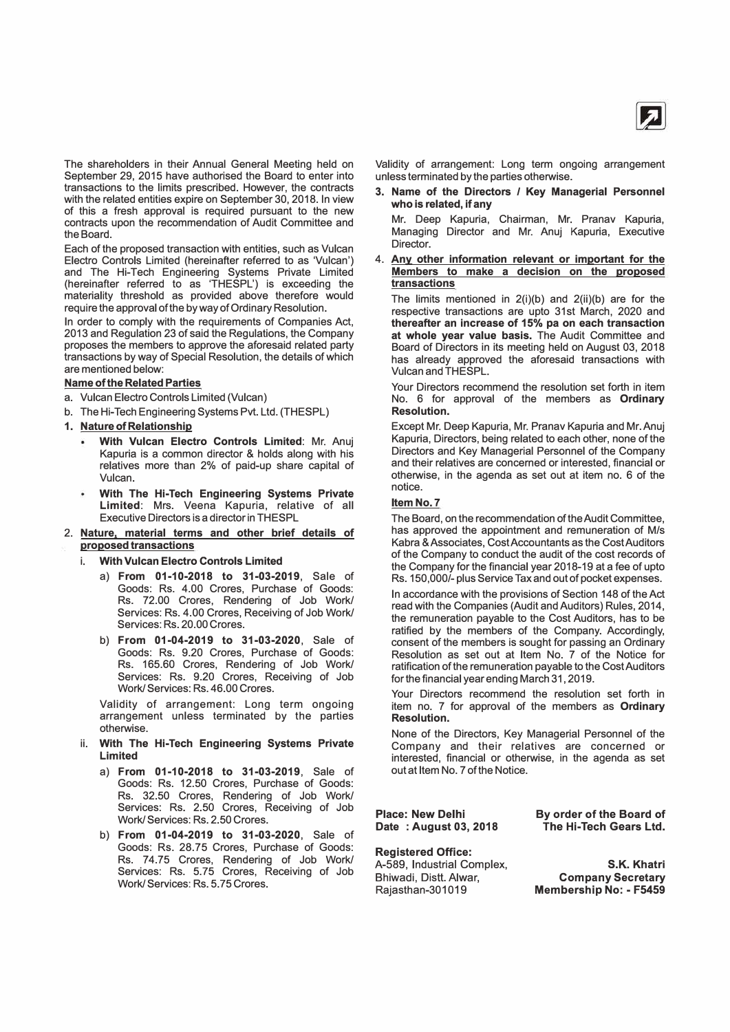The shareholders in their Annual General Meeting held on September 29, 2015 have authorised the Board to enter into transactions to the limits prescribed. However, the contracts with the related entities expire on September 30, 2018. In view of this a fresh approval is required pursuant to the new contracts upon the recommendation of Audit Committee and the Board.

Each of the proposed transaction with entities, such as Vulcan Electro Controls Limited (hereinafter referred to as 'Vulcan') and The Hi-Tech Engineering Systems Private Limited (hereinafter referred to as 'THESPL') is exceeding the materiality threshold as provided above therefore would require the approval of the by way of Ordinary Resolution.

In order to comply with the requirements of Companies Act, 2013 and Regulation 23 of said the Regulations, the Company proposes the members to approve the aforesaid related party transactions by way of Special Resolution, the details of which are mentioned below:

**Name of the Related Parties**

a. Vulcan Electro Controls Limited (Vulcan)

b. The Hi-Tech Engineering Systems Pvt. Ltd. (THESPL)

**1. Nature of Relationship**

- **With Vulcan Electro Controls Limited**: Mr. Anuj Kapuria is a common director & holds along with his relatives more than 2% of paid-up share capital of Vulcan.
- **With The Hi-Tech Engineering Systems Private Limited**: Mrs. Veena Kapuria, relative of all Executive Directors is a director in THESPL

**2. Nature, material terms and other brief details of proposed transactions**

i. **With Vulcan Electro Controls Limited**

a) **From 01-10-2018 to 31-03-2019**, Sale of Goods: Rs. 4.00 Crores, Purchase of Goods: Rs. 72.00 Crores, Rendering of Job Work/ Services: Rs. 4.00 Crores, Receiving of Job Work/ Services: Rs. 20.00 Crores.

b) **From 01-04-2019 to 31-03-2020**, Sale of Goods: Rs. 9.20 Crores, Purchase of Goods: Rs. 165.60 Crores, Rendering of Job Work/ Services: Rs. 9.20 Crores, Receiving of Job Work/ Services: Rs. 46.00 Crores.

Validity of arrangement: Long term ongoing arrangement unless terminated by the parties otherwise.

ii. **With The Hi-Tech Engineering Systems Private Limited**

a) **From 01-10-2018 to 31-03-2019**, Sale of Goods: Rs. 12.50 Crores, Purchase of Goods: Rs. 32.50 Crores, Rendering of Job Work/ Services: Rs. 2.50 Crores, Receiving of Job Work/ Services: Rs. 2.50 Crores.

b) **From 01-04-2019 to 31-03-2020**, Sale of Goods: Rs. 28.75 Crores, Purchase of Goods: Rs. 74.75 Crores, Rendering of Job Work/ Services: Rs. 5.75 Crores, Receiving of Job Work/ Services: Rs. 5.75 Crores.

Validity of arrangement: Long term ongoing arrangement unless terminated by the parties otherwise.

**3. Name of the Directors / Key Managerial Personnel who is related, if any**

Mr. Deep Kapuria, Chairman, Mr. Pranav Kapuria, Managing Director and Mr. Anuj Kapuria, Executive Director.

**4. Any other information relevant or important for the Members to make a decision on the proposed transactions**

The limits mentioned in 2(i)(b) and 2(ii)(b) are for the respective transactions are upto 31st March, 2020 and **thereafter an increase of 15% pa on each transaction at whole year value basis.** The Audit Committee and Board of Directors in its meeting held on August 03, 2018 has already approved the aforesaid transactions with Vulcan and THESPL.

Your Directors recommend the resolution set forth in item No. 6 for approval of the members as **Ordinary Resolution.**

Except Mr. Deep Kapuria, Mr. Pranav Kapuria and Mr. Anuj Kapuria, Directors, being related to each other, none of the Directors and Key Managerial Personnel of the Company and their relatives are concerned or interested, financial or otherwise, in the agenda as set out at item no. 6 of the notice.

**Item No. 7**

The Board, on the recommendation of the Audit Committee, has approved the appointment and remuneration of M/s Kabra & Associates, Cost Accountants as the Cost Auditors of the Company to conduct the audit of the cost records of the Company for the financial year 2018-19 at a fee of upto Rs. 150,000/- plus Service Tax and out of pocket expenses.

In accordance with the provisions of Section 148 of the Act read with the Companies (Audit and Auditors) Rules, 2014, the remuneration payable to the Cost Auditors, has to be ratified by the members of the Company. Accordingly, consent of the members is sought for passing an Ordinary Resolution as set out at Item No. 7 of the Notice for ratification of the remuneration payable to the Cost Auditors for the financial year ending March 31, 2019.

Your Directors recommend the resolution set forth in item no. 7 for approval of the members as **Ordinary Resolution.**

None of the Directors, Key Managerial Personnel of the Company and their relatives are concerned or interested, financial or otherwise, in the agenda as set out at Item No. 7 of the Notice.

**Place: New Delhi**
**Date : August 03, 2018**

**By order of the Board of**
**The Hi-Tech Gears Ltd.**

**Registered Office:**
A-589, Industrial Complex,
Bhiwadi, Distt. Alwar,
Rajasthan-301019

**S.K. Khatri**
**Company Secretary**
**Membership No: - F5459**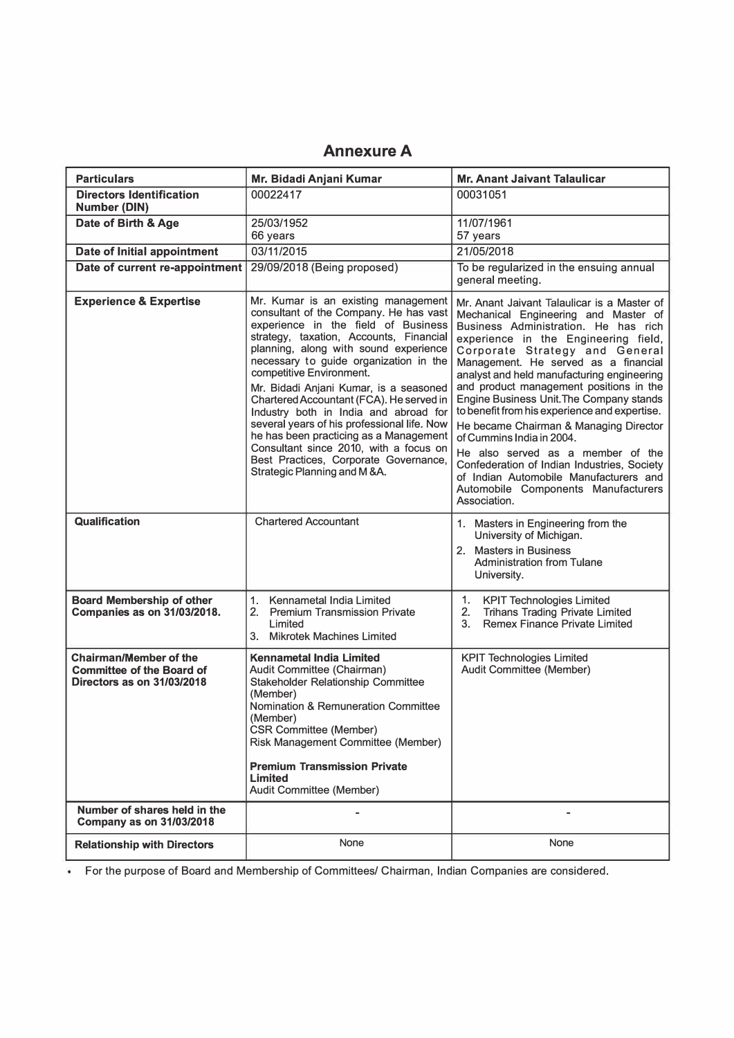# Annexure A

| Particulars | Mr. Bidadi Anjani Kumar | Mr. Anant Jaivant Talaulicar |
|---|---|---|
| **Directors Identification Number (DIN)** | 00022417 | 00031051 |
| **Date of Birth & Age** | 25/03/1952<br>66 years | 11/07/1961<br>57 years |
| **Date of Initial appointment** | 03/11/2015 | 21/05/2018 |
| **Date of current re-appointment** | 29/09/2018 (Being proposed) | To be regularized in the ensuing annual general meeting. |
| **Experience & Expertise** | Mr. Kumar is an existing management consultant of the Company. He has vast experience in the field of Business strategy, taxation, Accounts, Financial planning, along with sound experience necessary to guide organization in the competitive Environment.<br>Mr. Bidadi Anjani Kumar, is a seasoned Chartered Accountant (FCA). He served in Industry both in India and abroad for several years of his professional life. Now he has been practicing as a Management Consultant since 2010, with a focus on Best Practices, Corporate Governance, Strategic Planning and M &A. | Mr. Anant Jaivant Talaulicar is a Master of Mechanical Engineering and Master of Business Administration. He has rich experience in the Engineering field, Corporate Strategy and General Management. He served as a financial analyst and held manufacturing engineering and product management positions in the Engine Business Unit. The Company stands to benefit from his experience and expertise.<br>He became Chairman & Managing Director of Cummins India in 2004.<br>He also served as a member of the Confederation of Indian Industries, Society of Indian Automobile Manufacturers and Automobile Components Manufacturers Association. |
| **Qualification** | Chartered Accountant | 1. Masters in Engineering from the University of Michigan.<br>2. Masters in Business Administration from Tulane University. |
| **Board Membership of other Companies as on 31/03/2018.** | 1. Kennametal India Limited<br>2. Premium Transmission Private Limited<br>3. Mikrotek Machines Limited | 1. KPIT Technologies Limited<br>2. Trihans Trading Private Limited<br>3. Remex Finance Private Limited |
| **Chairman/Member of the Committee of the Board of Directors as on 31/03/2018** | **Kennametal India Limited**<br>Audit Committee (Chairman)<br>Stakeholder Relationship Committee (Member)<br>Nomination & Remuneration Committee (Member)<br>CSR Committee (Member)<br>Risk Management Committee (Member)<br><br>**Premium Transmission Private Limited**<br>Audit Committee (Member) | KPIT Technologies Limited<br>Audit Committee (Member) |
| **Number of shares held in the Company as on 31/03/2018** | - | - |
| **Relationship with Directors** | None | None |

- For the purpose of Board and Membership of Committees/ Chairman, Indian Companies are considered.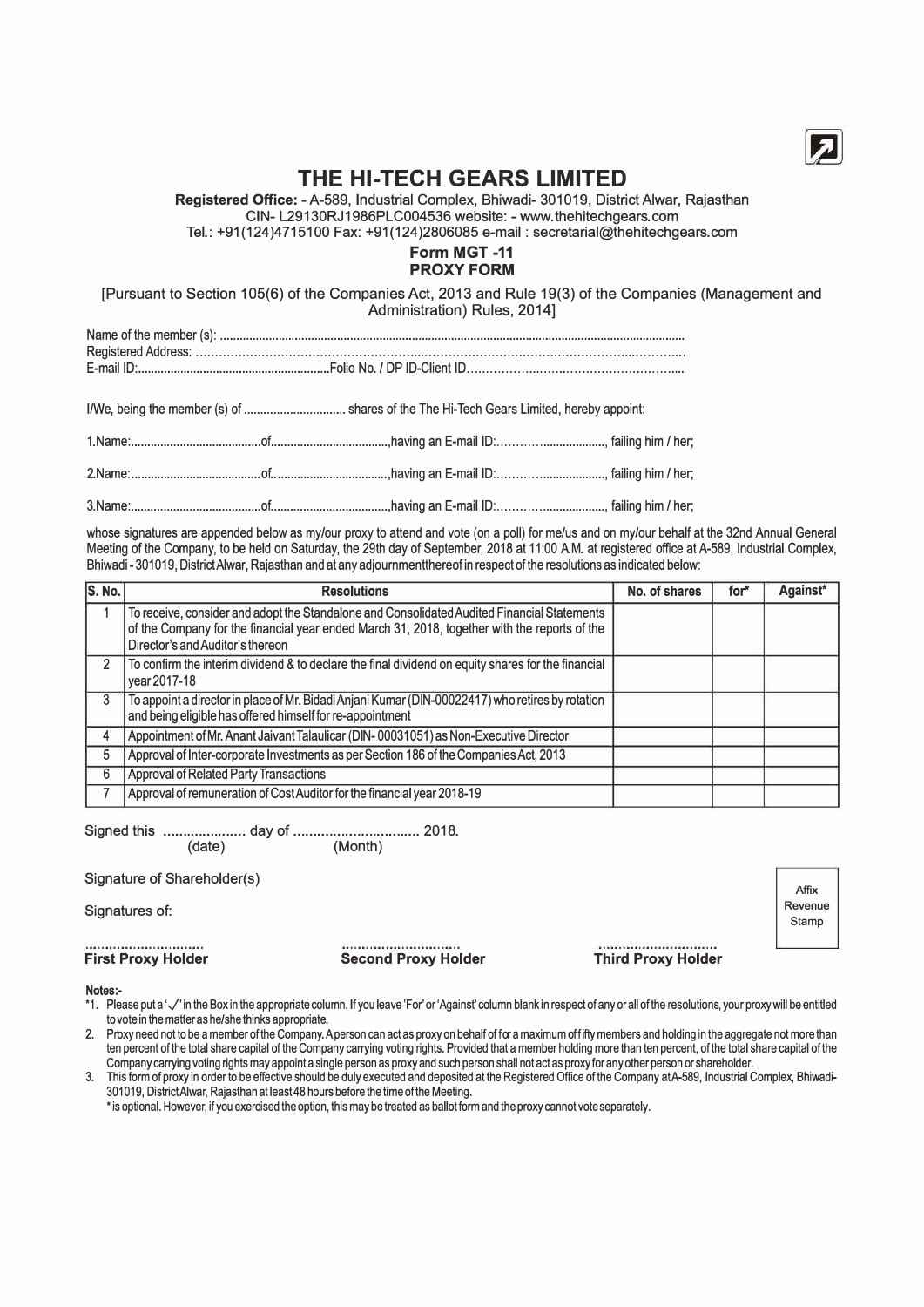# THE HI-TECH GEARS LIMITED

**Registered Office:** - A-589, Industrial Complex, Bhiwadi- 301019, District Alwar, Rajasthan
CIN- L29130RJ1986PLC004536 website: - www.thehitechgears.com
Tel.: +91(124)4715100 Fax: +91(124)2806085 e-mail : secretarial@thehitechgears.com

## Form MGT -11
## PROXY FORM

[Pursuant to Section 105(6) of the Companies Act, 2013 and Rule 19(3) of the Companies (Management and Administration) Rules, 2014]

Name of the member (s): ..........................................................................................................................................
Registered Address: ..........................................................................................................................................
E-mail ID:...........................................................Folio No. / DP ID-Client ID..........................................................

I/We, being the member (s) of .............................. shares of the The Hi-Tech Gears Limited, hereby appoint:

1.Name:........................................of....................................,having an E-mail ID:.............................., failing him / her;

2.Name:........................................of....................................,having an E-mail ID:.............................., failing him / her;

3.Name:........................................of....................................,having an E-mail ID:.............................., failing him / her;

whose signatures are appended below as my/our proxy to attend and vote (on a poll) for me/us and on my/our behalf at the 32nd Annual General Meeting of the Company, to be held on Saturday, the 29th day of September, 2018 at 11:00 A.M. at registered office at A-589, Industrial Complex, Bhiwadi - 301019, District Alwar, Rajasthan and at any adjournment thereof in respect of the resolutions as indicated below:

| S. No. | Resolutions | No. of shares | for* | Against* |
|---|---|---|---|---|
| 1 | To receive, consider and adopt the Standalone and Consolidated Audited Financial Statements of the Company for the financial year ended March 31, 2018, together with the reports of the Director's and Auditor's thereon | | | |
| 2 | To confirm the interim dividend & to declare the final dividend on equity shares for the financial year 2017-18 | | | |
| 3 | To appoint a director in place of Mr. Bidadi Anjani Kumar (DIN-00022417) who retires by rotation and being eligible has offered himself for re-appointment | | | |
| 4 | Appointment of Mr. Anant Jaivant Talaulicar (DIN- 00031051) as Non-Executive Director | | | |
| 5 | Approval of Inter-corporate Investments as per Section 186 of the Companies Act, 2013 | | | |
| 6 | Approval of Related Party Transactions | | | |
| 7 | Approval of remuneration of Cost Auditor for the financial year 2018-19 | | | |

Signed this .................... day of ............................... 2018.
(date) (Month)

Signature of Shareholder(s)

Signatures of:

Affix Revenue Stamp

.............................. .............................. ..............................
**First Proxy Holder** **Second Proxy Holder** **Third Proxy Holder**

**Notes:-**

*1. Please put a '✓' in the Box in the appropriate column. If you leave 'For' or 'Against' column blank in respect of any or all of the resolutions, your proxy will be entitled to vote in the matter as he/she thinks appropriate.

2. Proxy need not to be a member of the Company. A person can act as proxy on behalf of for a maximum of fifty members and holding in the aggregate not more than ten percent of the total share capital of the Company carrying voting rights. Provided that a member holding more than ten percent, of the total share capital of the Company carrying voting rights may appoint a single person as proxy and such person shall not act as proxy for any other person or shareholder.

3. This form of proxy in order to be effective should be duly executed and deposited at the Registered Office of the Company at A-589, Industrial Complex, Bhiwadi-301019, District Alwar, Rajasthan at least 48 hours before the time of the Meeting.

\* is optional. However, if you exercised the option, this may be treated as ballot form and the proxy cannot vote separately.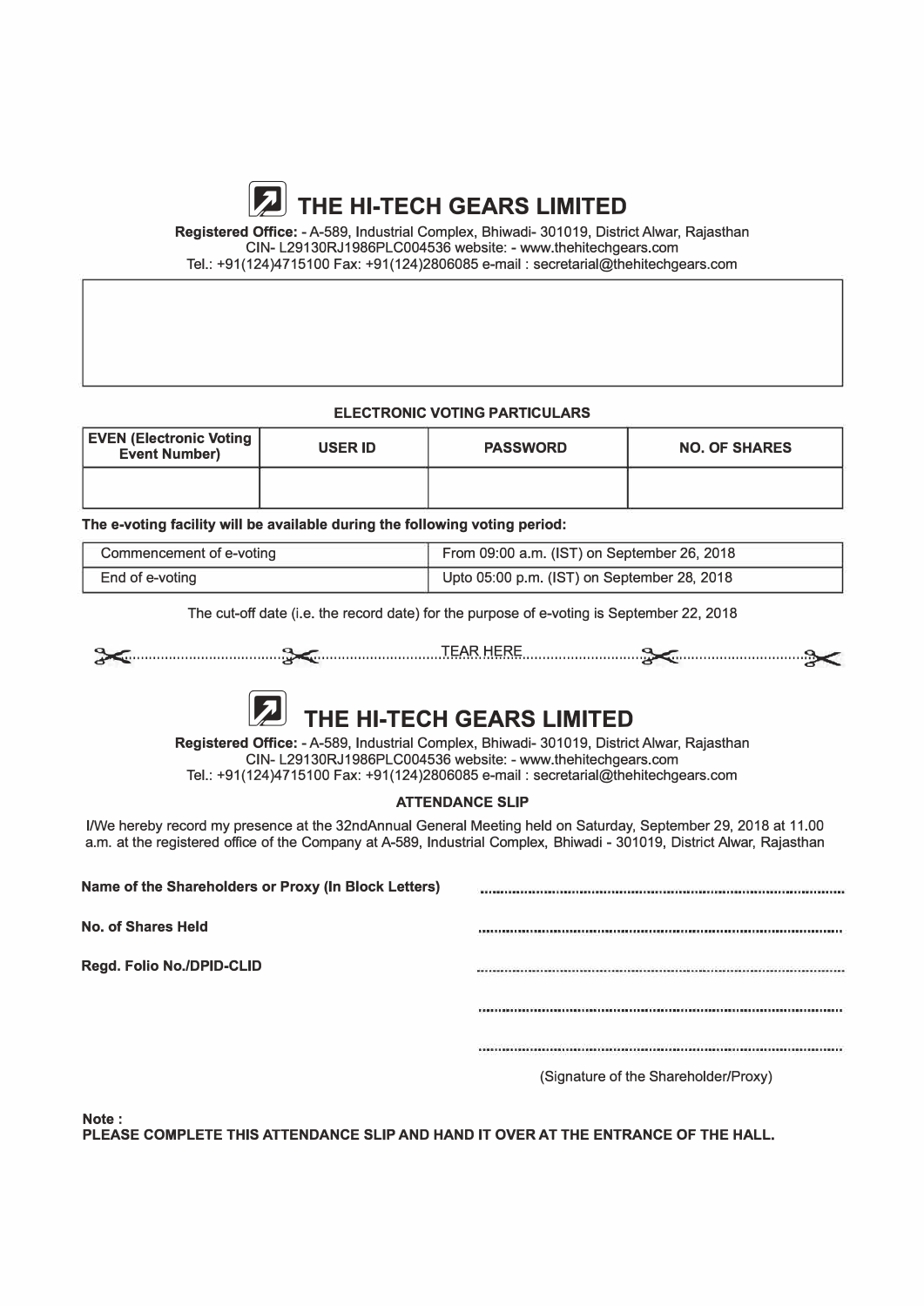# THE HI-TECH GEARS LIMITED

**Registered Office:** - A-589, Industrial Complex, Bhiwadi- 301019, District Alwar, Rajasthan
CIN- L29130RJ1986PLC004536 website: - www.thehitechgears.com
Tel.: +91(124)4715100 Fax: +91(124)2806085 e-mail : secretarial@thehitechgears.com

**ELECTRONIC VOTING PARTICULARS**

| EVEN (Electronic Voting Event Number) | USER ID | PASSWORD | NO. OF SHARES |
|---|---|---|---|
| | | | |

**The e-voting facility will be available during the following voting period:**

| Commencement of e-voting | From 09:00 a.m. (IST) on September 26, 2018 |
|---|---|
| End of e-voting | Upto 05:00 p.m. (IST) on September 28, 2018 |

The cut-off date (i.e. the record date) for the purpose of e-voting is September 22, 2018

TEAR HERE

# THE HI-TECH GEARS LIMITED

**Registered Office:** - A-589, Industrial Complex, Bhiwadi- 301019, District Alwar, Rajasthan
CIN- L29130RJ1986PLC004536 website: - www.thehitechgears.com
Tel.: +91(124)4715100 Fax: +91(124)2806085 e-mail : secretarial@thehitechgears.com

**ATTENDANCE SLIP**

I/We hereby record my presence at the 32ndAnnual General Meeting held on Saturday, September 29, 2018 at 11.00 a.m. at the registered office of the Company at A-589, Industrial Complex, Bhiwadi - 301019, District Alwar, Rajasthan

**Name of the Shareholders or Proxy (In Block Letters)** ..................................................

**No. of Shares Held** ..................................................

**Regd. Folio No./DPID-CLID** ..................................................

..................................................

..................................................

(Signature of the Shareholder/Proxy)

**Note :**
**PLEASE COMPLETE THIS ATTENDANCE SLIP AND HAND IT OVER AT THE ENTRANCE OF THE HALL.**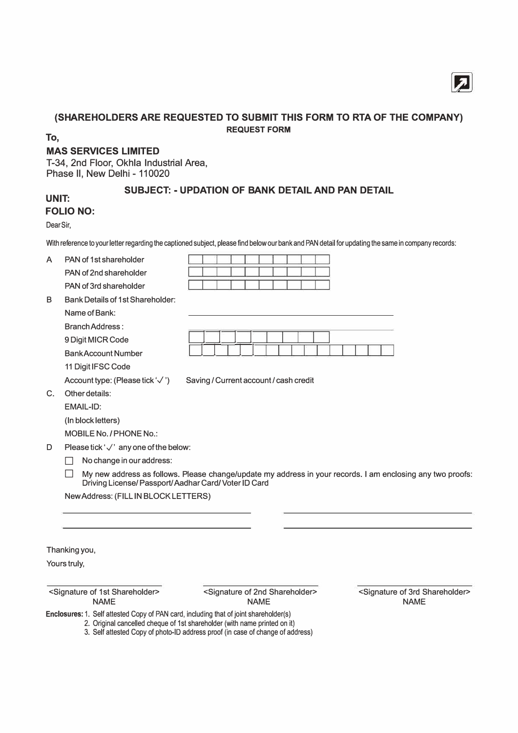**(SHAREHOLDERS ARE REQUESTED TO SUBMIT THIS FORM TO RTA OF THE COMPANY)**

**REQUEST FORM**

**To,**

**MAS SERVICES LIMITED**
T-34, 2nd Floor, Okhla Industrial Area,
Phase II, New Delhi - 110020

**SUBJECT: - UPDATION OF BANK DETAIL AND PAN DETAIL**

**UNIT:**

**FOLIO NO:**

Dear Sir,

With reference to your letter regarding the captioned subject, please find below our bank and PAN detail for updating the same in company records:

A. PAN of 1st shareholder
   PAN of 2nd shareholder
   PAN of 3rd shareholder

B. Bank Details of 1st Shareholder:
   Name of Bank:
   Branch Address :
   9 Digit MICR Code
   Bank Account Number
   11 Digit IFSC Code
   Account type: (Please tick '✓') Saving / Current account / cash credit

C. Other details:
   EMAIL-ID:
   (In block letters)
   MOBILE No. / PHONE No.:

D. Please tick '✓' any one of the below:
   - ☐ No change in our address:
   - ☐ My new address as follows. Please change/update my address in your records. I am enclosing any two proofs: Driving License/ Passport/ Aadhar Card/ Voter ID Card

   New Address: (FILL IN BLOCK LETTERS)

Thanking you,

Yours truly,

| <Signature of 1st Shareholder> | <Signature of 2nd Shareholder> | <Signature of 3rd Shareholder> |
| --- | --- | --- |
| NAME | NAME | NAME |

**Enclosures:**
1. Self attested Copy of PAN card, including that of joint shareholder(s)
2. Original cancelled cheque of 1st shareholder (with name printed on it)
3. Self attested Copy of photo-ID address proof (in case of change of address)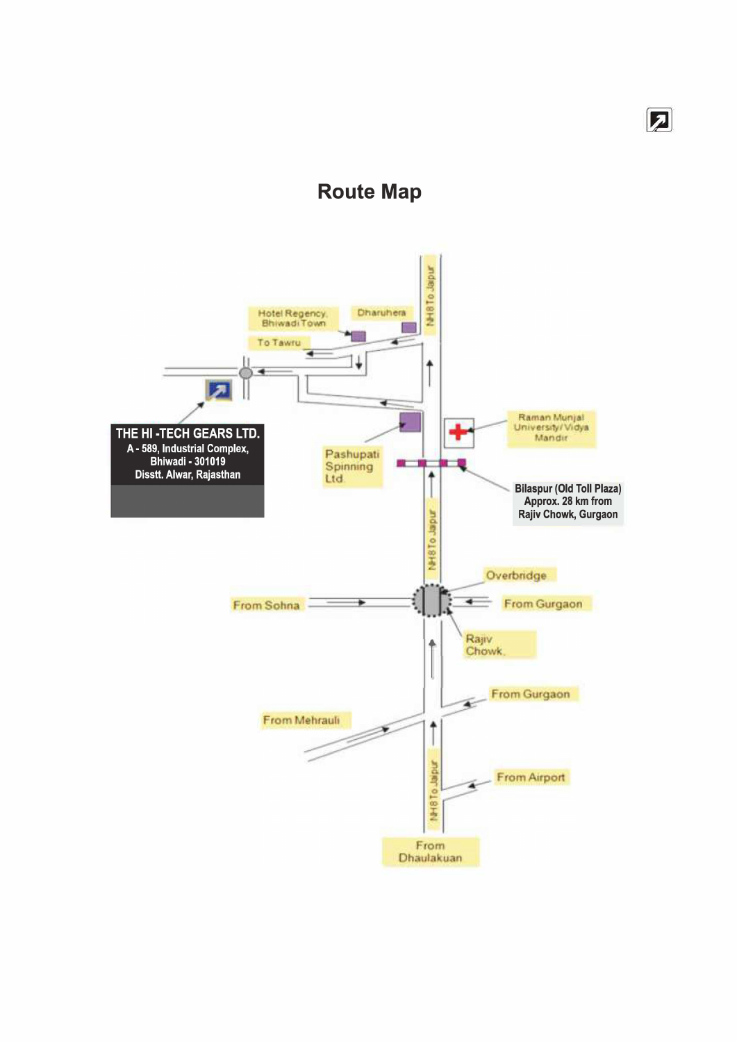# Route Map

NH8 To Jaipur

Hotel Regency, Bhiwadi Town

Dharuhera

To Tawru

THE HI -TECH GEARS LTD.
A - 589, Industrial Complex,
Bhiwadi - 301019
Disstt. Alwar, Rajasthan

Pashupati Spinning Ltd.

Raman Munjal University/ Vidya Mandir

Bilaspur (Old Toll Plaza)
Approx. 28 km from
Rajiv Chowk, Gurgaon

NH8 To Jaipur

Overbridge

From Sohna

From Gurgaon

Rajiv Chowk.

From Gurgaon

From Mehrauli

From Airport

NH8 To Jaipur

From Dhaulakuan